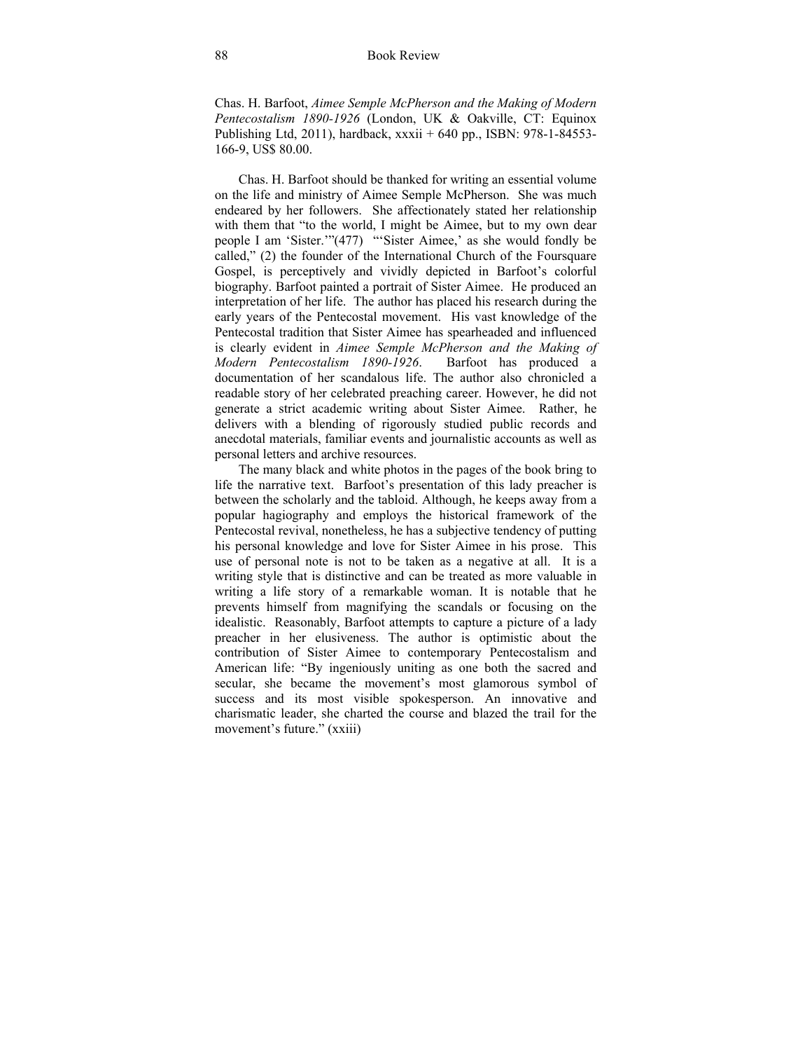Chas. H. Barfoot, *Aimee Semple McPherson and the Making of Modern Pentecostalism 1890-1926* (London, UK & Oakville, CT: Equinox Publishing Ltd, 2011), hardback, xxxii + 640 pp., ISBN: 978-1-84553-166-9, US$ 80.00.

Chas. H. Barfoot should be thanked for writing an essential volume on the life and ministry of Aimee Semple McPherson. She was much endeared by her followers. She affectionately stated her relationship with them that "to the world, I might be Aimee, but to my own dear people I am 'Sister.'"(477) "'Sister Aimee,' as she would fondly be called," (2) the founder of the International Church of the Foursquare Gospel, is perceptively and vividly depicted in Barfoot's colorful biography. Barfoot painted a portrait of Sister Aimee. He produced an interpretation of her life. The author has placed his research during the early years of the Pentecostal movement. His vast knowledge of the Pentecostal tradition that Sister Aimee has spearheaded and influenced is clearly evident in *Aimee Semple McPherson and the Making of Modern Pentecostalism 1890-1926*. Barfoot has produced a documentation of her scandalous life. The author also chronicled a readable story of her celebrated preaching career. However, he did not generate a strict academic writing about Sister Aimee. Rather, he delivers with a blending of rigorously studied public records and anecdotal materials, familiar events and journalistic accounts as well as personal letters and archive resources.

The many black and white photos in the pages of the book bring to life the narrative text. Barfoot's presentation of this lady preacher is between the scholarly and the tabloid. Although, he keeps away from a popular hagiography and employs the historical framework of the Pentecostal revival, nonetheless, he has a subjective tendency of putting his personal knowledge and love for Sister Aimee in his prose. This use of personal note is not to be taken as a negative at all. It is a writing style that is distinctive and can be treated as more valuable in writing a life story of a remarkable woman. It is notable that he prevents himself from magnifying the scandals or focusing on the idealistic. Reasonably, Barfoot attempts to capture a picture of a lady preacher in her elusiveness. The author is optimistic about the contribution of Sister Aimee to contemporary Pentecostalism and American life: "By ingeniously uniting as one both the sacred and secular, she became the movement's most glamorous symbol of success and its most visible spokesperson. An innovative and charismatic leader, she charted the course and blazed the trail for the movement's future." (xxiii)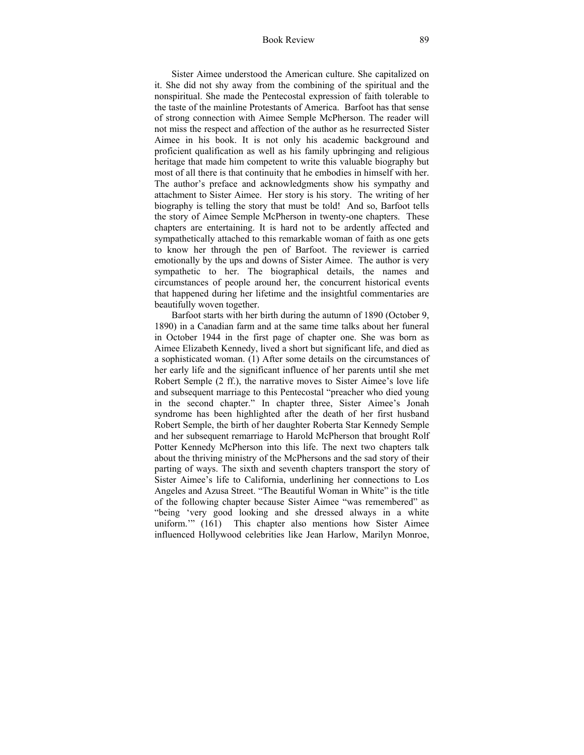Sister Aimee understood the American culture. She capitalized on it. She did not shy away from the combining of the spiritual and the nonspiritual. She made the Pentecostal expression of faith tolerable to the taste of the mainline Protestants of America. Barfoot has that sense of strong connection with Aimee Semple McPherson. The reader will not miss the respect and affection of the author as he resurrected Sister Aimee in his book. It is not only his academic background and proficient qualification as well as his family upbringing and religious heritage that made him competent to write this valuable biography but most of all there is that continuity that he embodies in himself with her. The author's preface and acknowledgments show his sympathy and attachment to Sister Aimee. Her story is his story. The writing of her biography is telling the story that must be told! And so, Barfoot tells the story of Aimee Semple McPherson in twenty-one chapters. These chapters are entertaining. It is hard not to be ardently affected and sympathetically attached to this remarkable woman of faith as one gets to know her through the pen of Barfoot. The reviewer is carried emotionally by the ups and downs of Sister Aimee. The author is very sympathetic to her. The biographical details, the names and circumstances of people around her, the concurrent historical events that happened during her lifetime and the insightful commentaries are beautifully woven together.

Barfoot starts with her birth during the autumn of 1890 (October 9, 1890) in a Canadian farm and at the same time talks about her funeral in October 1944 in the first page of chapter one. She was born as Aimee Elizabeth Kennedy, lived a short but significant life, and died as a sophisticated woman. (1) After some details on the circumstances of her early life and the significant influence of her parents until she met Robert Semple (2 ff.), the narrative moves to Sister Aimee's love life and subsequent marriage to this Pentecostal "preacher who died young in the second chapter." In chapter three, Sister Aimee's Jonah syndrome has been highlighted after the death of her first husband Robert Semple, the birth of her daughter Roberta Star Kennedy Semple and her subsequent remarriage to Harold McPherson that brought Rolf Potter Kennedy McPherson into this life. The next two chapters talk about the thriving ministry of the McPhersons and the sad story of their parting of ways. The sixth and seventh chapters transport the story of Sister Aimee's life to California, underlining her connections to Los Angeles and Azusa Street. "The Beautiful Woman in White" is the title of the following chapter because Sister Aimee "was remembered" as "being 'very good looking and she dressed always in a white uniform.'" (161) This chapter also mentions how Sister Aimee influenced Hollywood celebrities like Jean Harlow, Marilyn Monroe,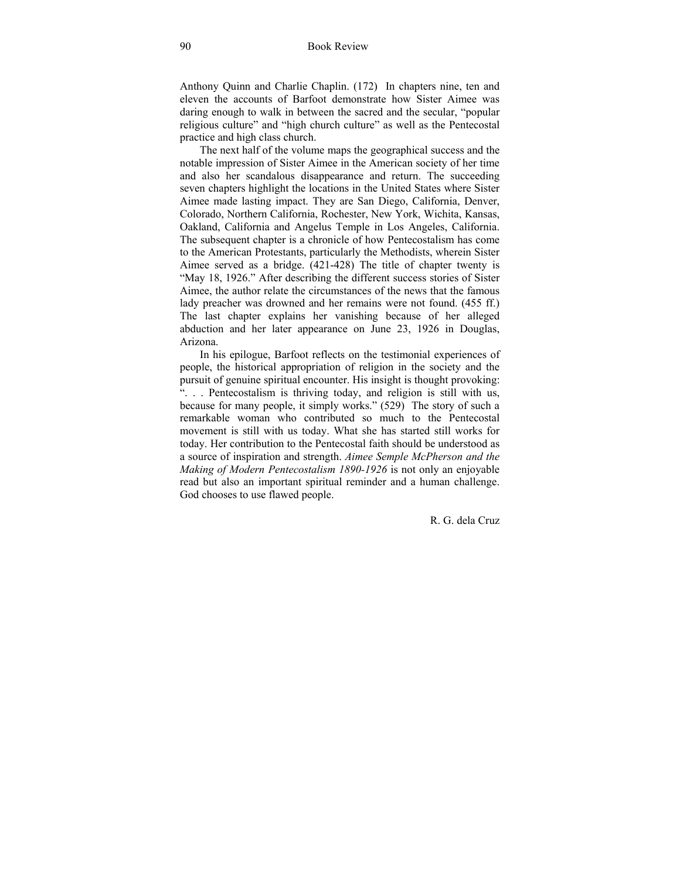Anthony Quinn and Charlie Chaplin. (172) In chapters nine, ten and eleven the accounts of Barfoot demonstrate how Sister Aimee was daring enough to walk in between the sacred and the secular, "popular religious culture" and "high church culture" as well as the Pentecostal practice and high class church.

The next half of the volume maps the geographical success and the notable impression of Sister Aimee in the American society of her time and also her scandalous disappearance and return. The succeeding seven chapters highlight the locations in the United States where Sister Aimee made lasting impact. They are San Diego, California, Denver, Colorado, Northern California, Rochester, New York, Wichita, Kansas, Oakland, California and Angelus Temple in Los Angeles, California. The subsequent chapter is a chronicle of how Pentecostalism has come to the American Protestants, particularly the Methodists, wherein Sister Aimee served as a bridge. (421-428) The title of chapter twenty is "May 18, 1926." After describing the different success stories of Sister Aimee, the author relate the circumstances of the news that the famous lady preacher was drowned and her remains were not found. (455 ff.) The last chapter explains her vanishing because of her alleged abduction and her later appearance on June 23, 1926 in Douglas, Arizona.

In his epilogue, Barfoot reflects on the testimonial experiences of people, the historical appropriation of religion in the society and the pursuit of genuine spiritual encounter. His insight is thought provoking: ". . . Pentecostalism is thriving today, and religion is still with us, because for many people, it simply works." (529) The story of such a remarkable woman who contributed so much to the Pentecostal movement is still with us today. What she has started still works for today. Her contribution to the Pentecostal faith should be understood as a source of inspiration and strength. *Aimee Semple McPherson and the Making of Modern Pentecostalism 1890-1926* is not only an enjoyable read but also an important spiritual reminder and a human challenge. God chooses to use flawed people.

R. G. dela Cruz